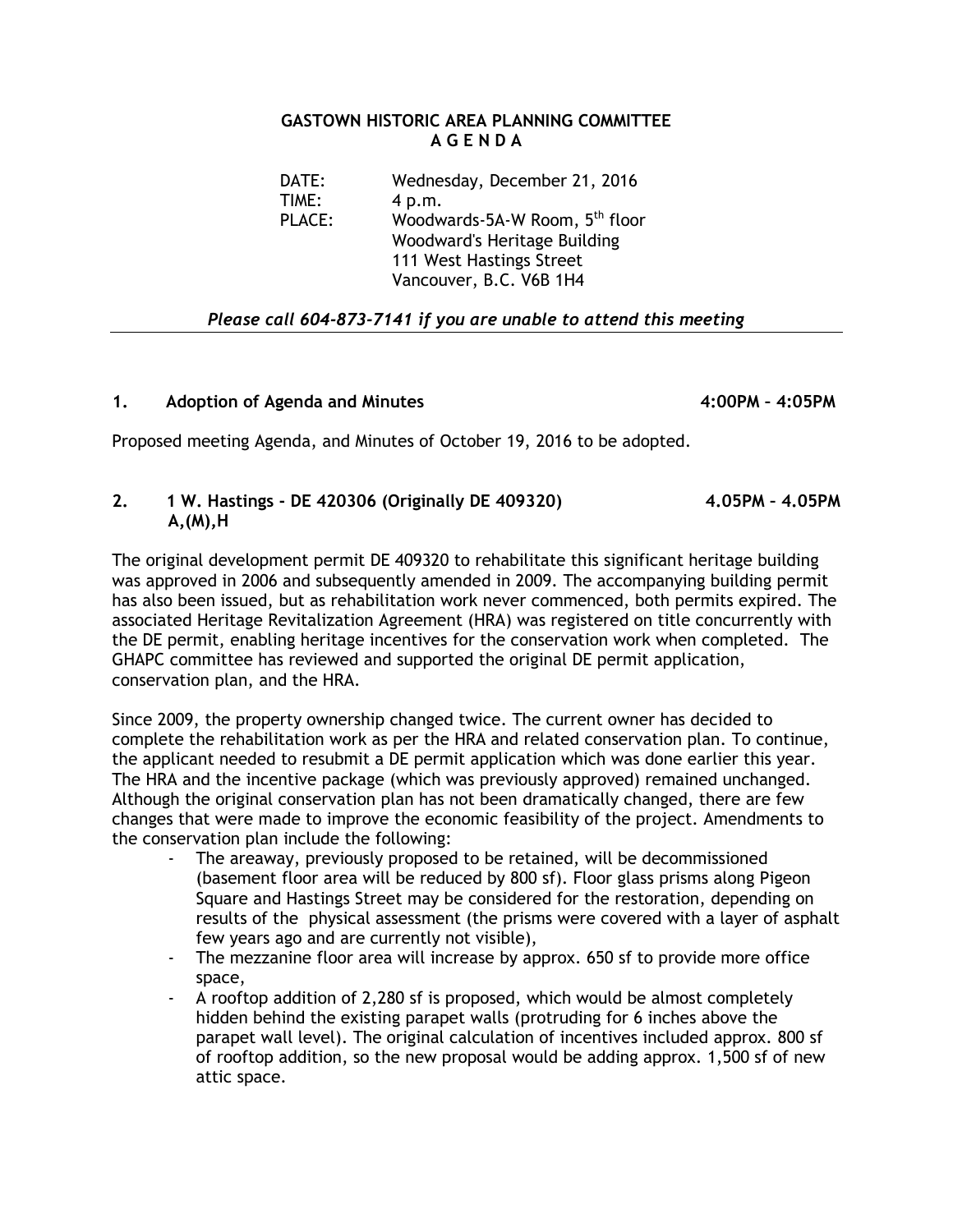# GASTOWN HISTORIC AREA PLANNING COMMITTEE
## A G E N D A

DATE: Wednesday, December 21, 2016
TIME: 4 p.m.
PLACE: Woodwards-5A-W Room, 5th floor
Woodward's Heritage Building
111 West Hastings Street
Vancouver, B.C. V6B 1H4

*Please call 604-873-7141 if you are unable to attend this meeting*

---

### 1. Adoption of Agenda and Minutes — 4:00PM – 4:05PM

Proposed meeting Agenda, and Minutes of October 19, 2016 to be adopted.

### 2. 1 W. Hastings - DE 420306 (Originally DE 409320) — 4.05PM – 4.05PM
**A,(M),H**

The original development permit DE 409320 to rehabilitate this significant heritage building was approved in 2006 and subsequently amended in 2009. The accompanying building permit has also been issued, but as rehabilitation work never commenced, both permits expired. The associated Heritage Revitalization Agreement (HRA) was registered on title concurrently with the DE permit, enabling heritage incentives for the conservation work when completed. The GHAPC committee has reviewed and supported the original DE permit application, conservation plan, and the HRA.

Since 2009, the property ownership changed twice. The current owner has decided to complete the rehabilitation work as per the HRA and related conservation plan. To continue, the applicant needed to resubmit a DE permit application which was done earlier this year. The HRA and the incentive package (which was previously approved) remained unchanged. Although the original conservation plan has not been dramatically changed, there are few changes that were made to improve the economic feasibility of the project. Amendments to the conservation plan include the following:

- The areaway, previously proposed to be retained, will be decommissioned (basement floor area will be reduced by 800 sf). Floor glass prisms along Pigeon Square and Hastings Street may be considered for the restoration, depending on results of the physical assessment (the prisms were covered with a layer of asphalt few years ago and are currently not visible),
- The mezzanine floor area will increase by approx. 650 sf to provide more office space,
- A rooftop addition of 2,280 sf is proposed, which would be almost completely hidden behind the existing parapet walls (protruding for 6 inches above the parapet wall level). The original calculation of incentives included approx. 800 sf of rooftop addition, so the new proposal would be adding approx. 1,500 sf of new attic space.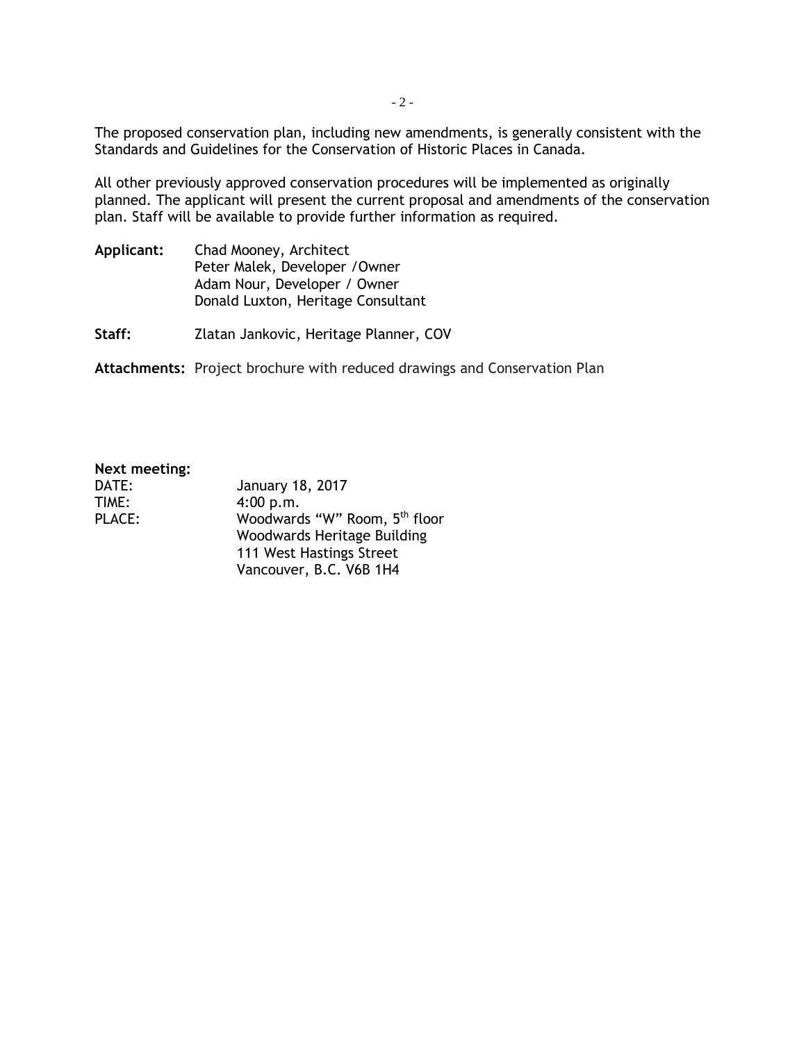The proposed conservation plan, including new amendments, is generally consistent with the Standards and Guidelines for the Conservation of Historic Places in Canada.

All other previously approved conservation procedures will be implemented as originally planned. The applicant will present the current proposal and amendments of the conservation plan. Staff will be available to provide further information as required.

**Applicant:** Chad Mooney, Architect
Peter Malek, Developer /Owner
Adam Nour, Developer / Owner
Donald Luxton, Heritage Consultant

**Staff:** Zlatan Jankovic, Heritage Planner, COV

**Attachments:** Project brochure with reduced drawings and Conservation Plan

**Next meeting:**
DATE: January 18, 2017
TIME: 4:00 p.m.
PLACE: Woodwards "W" Room, 5th floor
Woodwards Heritage Building
111 West Hastings Street
Vancouver, B.C. V6B 1H4